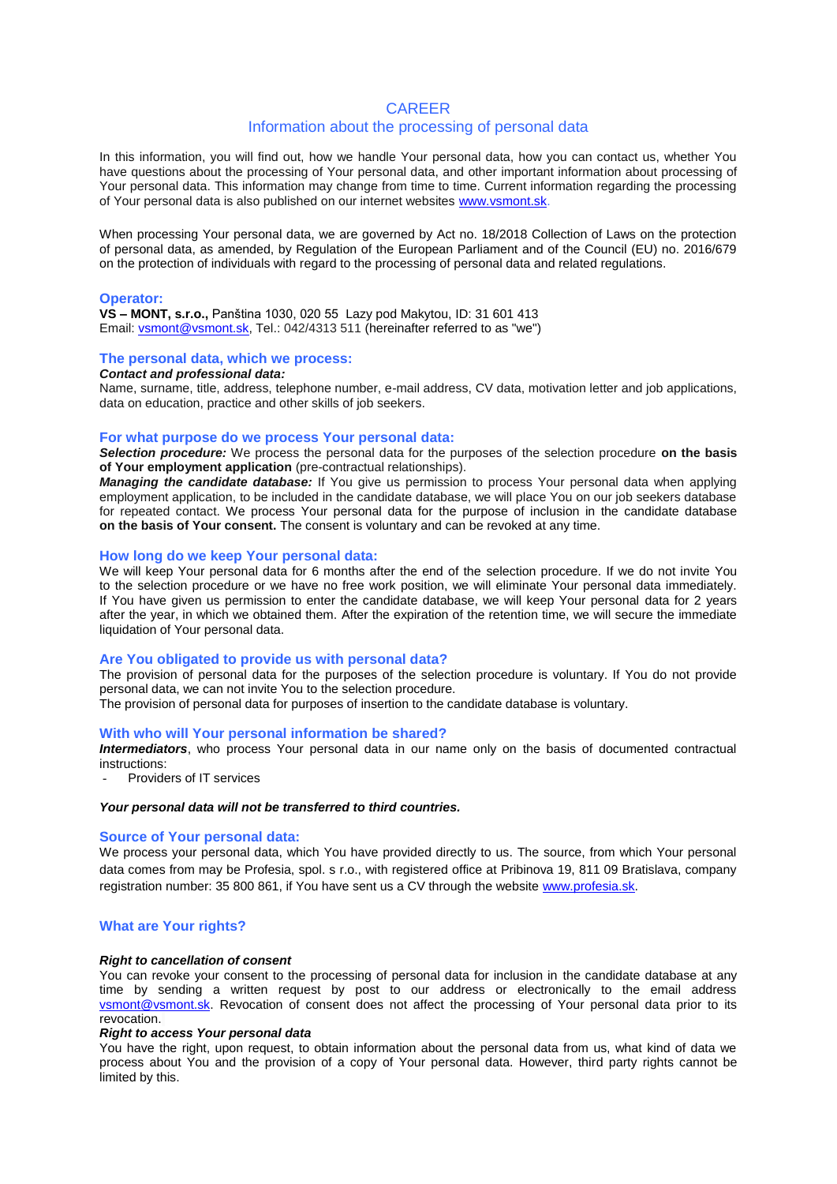# CAREER

## Information about the processing of personal data

In this information, you will find out, how we handle Your personal data, how you can contact us, whether You have questions about the processing of Your personal data, and other important information about processing of Your personal data. This information may change from time to time. Current information regarding the processing of Your personal data is also published on our internet websites www.vsmont.sk.

When processing Your personal data, we are governed by Act no. 18/2018 Collection of Laws on the protection of personal data, as amended, by Regulation of the European Parliament and of the Council (EU) no. 2016/679 on the protection of individuals with regard to the processing of personal data and related regulations.

### Operator:

**VS – MONT, s.r.o.,** Panština 1030, 020 55 Lazy pod Makytou, ID: 31 601 413
Email: vsmont@vsmont.sk, Tel.: 042/4313 511 (hereinafter referred to as "we")

### The personal data, which we process:

***Contact and professional data:***
Name, surname, title, address, telephone number, e-mail address, CV data, motivation letter and job applications, data on education, practice and other skills of job seekers.

### For what purpose do we process Your personal data:

***Selection procedure:*** We process the personal data for the purposes of the selection procedure **on the basis of Your employment application** (pre-contractual relationships).
***Managing the candidate database:*** If You give us permission to process Your personal data when applying employment application, to be included in the candidate database, we will place You on our job seekers database for repeated contact. We process Your personal data for the purpose of inclusion in the candidate database **on the basis of Your consent.** The consent is voluntary and can be revoked at any time.

### How long do we keep Your personal data:

We will keep Your personal data for 6 months after the end of the selection procedure. If we do not invite You to the selection procedure or we have no free work position, we will eliminate Your personal data immediately. If You have given us permission to enter the candidate database, we will keep Your personal data for 2 years after the year, in which we obtained them. After the expiration of the retention time, we will secure the immediate liquidation of Your personal data.

### Are You obligated to provide us with personal data?

The provision of personal data for the purposes of the selection procedure is voluntary. If You do not provide personal data, we can not invite You to the selection procedure.
The provision of personal data for purposes of insertion to the candidate database is voluntary.

### With who will Your personal information be shared?

***Intermediators***, who process Your personal data in our name only on the basis of documented contractual instructions:

- Providers of IT services

***Your personal data will not be transferred to third countries.***

### Source of Your personal data:

We process your personal data, which You have provided directly to us. The source, from which Your personal data comes from may be Profesia, spol. s r.o., with registered office at Pribinova 19, 811 09 Bratislava, company registration number: 35 800 861, if You have sent us a CV through the website www.profesia.sk.

### What are Your rights?

***Right to cancellation of consent***
You can revoke your consent to the processing of personal data for inclusion in the candidate database at any time by sending a written request by post to our address or electronically to the email address vsmont@vsmont.sk. Revocation of consent does not affect the processing of Your personal data prior to its revocation.

***Right to access Your personal data***
You have the right, upon request, to obtain information about the personal data from us, what kind of data we process about You and the provision of a copy of Your personal data. However, third party rights cannot be limited by this.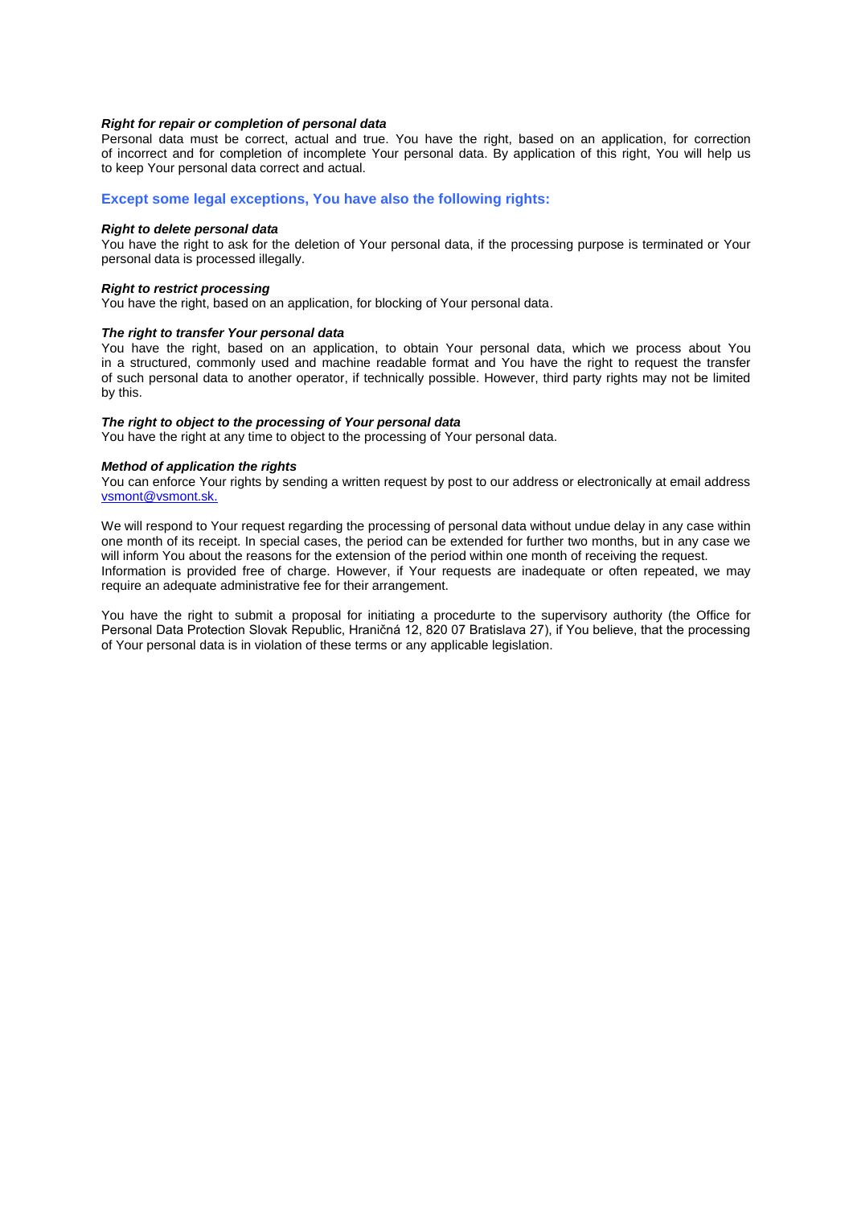***Right for repair or completion of personal data***

Personal data must be correct, actual and true. You have the right, based on an application, for correction of incorrect and for completion of incomplete Your personal data. By application of this right, You will help us to keep Your personal data correct and actual.

### Except some legal exceptions, You have also the following rights:

***Right to delete personal data***

You have the right to ask for the deletion of Your personal data, if the processing purpose is terminated or Your personal data is processed illegally.

***Right to restrict processing***

You have the right, based on an application, for blocking of Your personal data.

***The right to transfer Your personal data***

You have the right, based on an application, to obtain Your personal data, which we process about You in a structured, commonly used and machine readable format and You have the right to request the transfer of such personal data to another operator, if technically possible. However, third party rights may not be limited by this.

***The right to object to the processing of Your personal data***

You have the right at any time to object to the processing of Your personal data.

***Method of application the rights***

You can enforce Your rights by sending a written request by post to our address or electronically at email address vsmont@vsmont.sk.

We will respond to Your request regarding the processing of personal data without undue delay in any case within one month of its receipt. In special cases, the period can be extended for further two months, but in any case we will inform You about the reasons for the extension of the period within one month of receiving the request.
Information is provided free of charge. However, if Your requests are inadequate or often repeated, we may require an adequate administrative fee for their arrangement.

You have the right to submit a proposal for initiating a procedurte to the supervisory authority (the Office for Personal Data Protection Slovak Republic, Hraničná 12, 820 07 Bratislava 27), if You believe, that the processing of Your personal data is in violation of these terms or any applicable legislation.